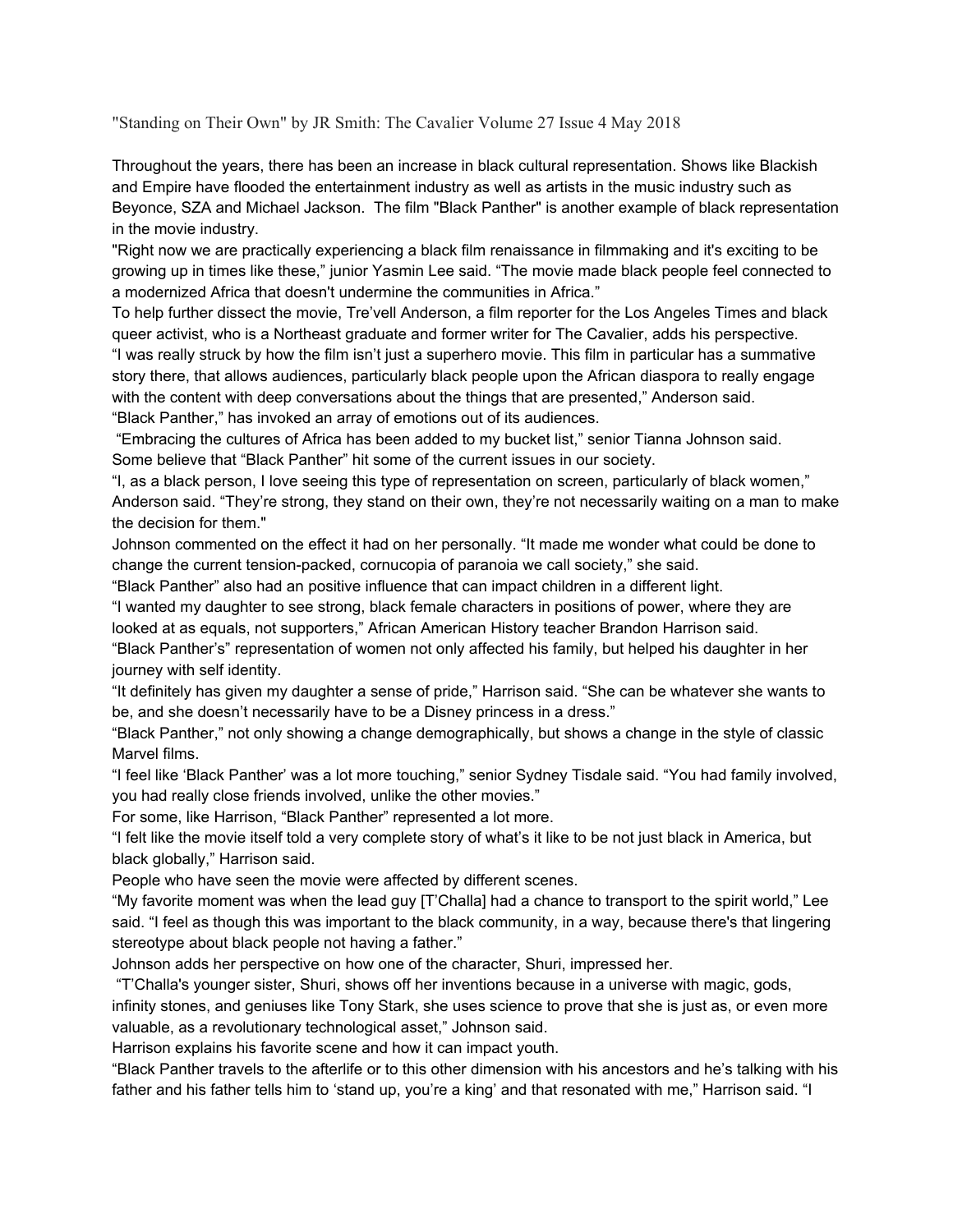"Standing on Their Own" by JR Smith: The Cavalier Volume 27 Issue 4 May 2018

Throughout the years, there has been an increase in black cultural representation. Shows like Blackish and Empire have flooded the entertainment industry as well as artists in the music industry such as Beyonce, SZA and Michael Jackson. The film "Black Panther" is another example of black representation in the movie industry.

"Right now we are practically experiencing a black film renaissance in filmmaking and it's exciting to be growing up in times like these," junior Yasmin Lee said. "The movie made black people feel connected to a modernized Africa that doesn't undermine the communities in Africa."

To help further dissect the movie, Tre'vell Anderson, a film reporter for the Los Angeles Times and black queer activist, who is a Northeast graduate and former writer for The Cavalier, adds his perspective.

"I was really struck by how the film isn't just a superhero movie. This film in particular has a summative story there, that allows audiences, particularly black people upon the African diaspora to really engage with the content with deep conversations about the things that are presented," Anderson said.

"Black Panther," has invoked an array of emotions out of its audiences.

"Embracing the cultures of Africa has been added to my bucket list," senior Tianna Johnson said.

Some believe that "Black Panther" hit some of the current issues in our society.

"I, as a black person, I love seeing this type of representation on screen, particularly of black women," Anderson said. "They're strong, they stand on their own, they're not necessarily waiting on a man to make the decision for them."

Johnson commented on the effect it had on her personally. "It made me wonder what could be done to change the current tension-packed, cornucopia of paranoia we call society," she said.

"Black Panther" also had an positive influence that can impact children in a different light.

"I wanted my daughter to see strong, black female characters in positions of power, where they are looked at as equals, not supporters," African American History teacher Brandon Harrison said.

"Black Panther's" representation of women not only affected his family, but helped his daughter in her journey with self identity.

"It definitely has given my daughter a sense of pride," Harrison said. "She can be whatever she wants to be, and she doesn't necessarily have to be a Disney princess in a dress."

"Black Panther," not only showing a change demographically, but shows a change in the style of classic Marvel films.

"I feel like 'Black Panther' was a lot more touching," senior Sydney Tisdale said. "You had family involved, you had really close friends involved, unlike the other movies."

For some, like Harrison, "Black Panther" represented a lot more.

"I felt like the movie itself told a very complete story of what's it like to be not just black in America, but black globally," Harrison said.

People who have seen the movie were affected by different scenes.

"My favorite moment was when the lead guy [T'Challa] had a chance to transport to the spirit world," Lee said. "I feel as though this was important to the black community, in a way, because there's that lingering stereotype about black people not having a father."

Johnson adds her perspective on how one of the character, Shuri, impressed her.

"T'Challa's younger sister, Shuri, shows off her inventions because in a universe with magic, gods, infinity stones, and geniuses like Tony Stark, she uses science to prove that she is just as, or even more valuable, as a revolutionary technological asset," Johnson said.

Harrison explains his favorite scene and how it can impact youth.

"Black Panther travels to the afterlife or to this other dimension with his ancestors and he's talking with his father and his father tells him to 'stand up, you're a king' and that resonated with me," Harrison said. "I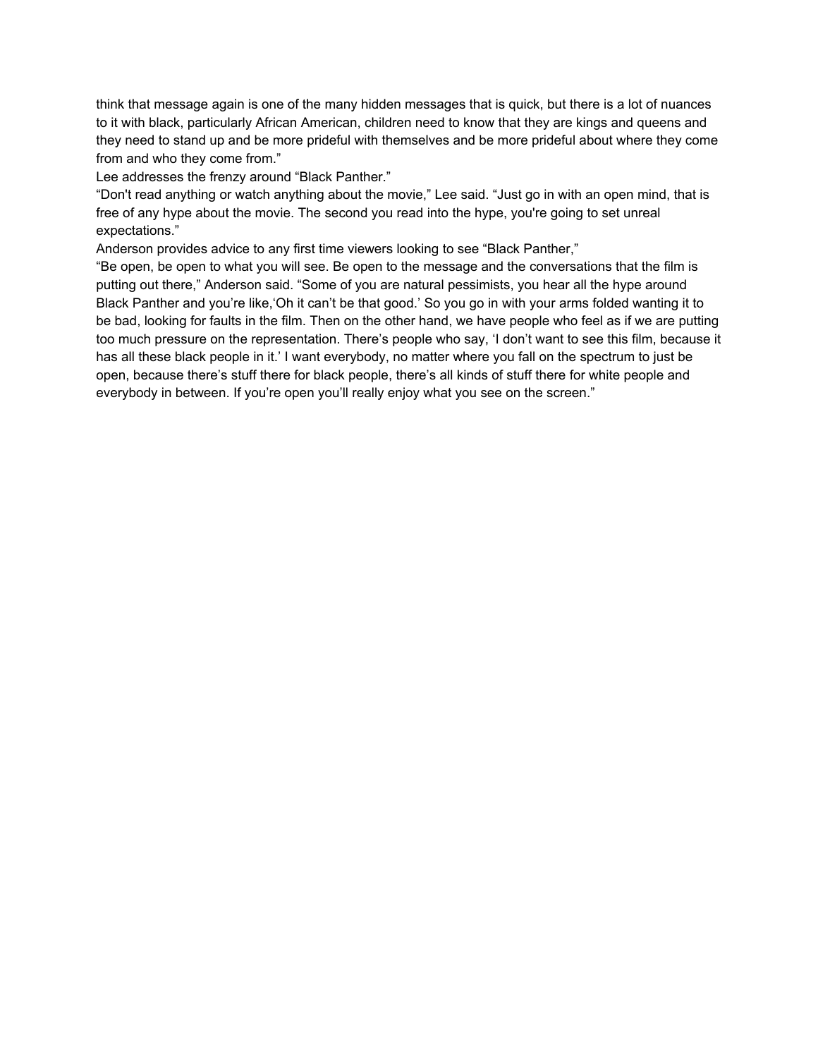think that message again is one of the many hidden messages that is quick, but there is a lot of nuances to it with black, particularly African American, children need to know that they are kings and queens and they need to stand up and be more prideful with themselves and be more prideful about where they come from and who they come from."

Lee addresses the frenzy around "Black Panther."

"Don't read anything or watch anything about the movie," Lee said. "Just go in with an open mind, that is free of any hype about the movie. The second you read into the hype, you're going to set unreal expectations."

Anderson provides advice to any first time viewers looking to see "Black Panther,"

"Be open, be open to what you will see. Be open to the message and the conversations that the film is putting out there," Anderson said. "Some of you are natural pessimists, you hear all the hype around Black Panther and you're like,'Oh it can't be that good.' So you go in with your arms folded wanting it to be bad, looking for faults in the film. Then on the other hand, we have people who feel as if we are putting too much pressure on the representation. There's people who say, 'I don't want to see this film, because it has all these black people in it.' I want everybody, no matter where you fall on the spectrum to just be open, because there's stuff there for black people, there's all kinds of stuff there for white people and everybody in between. If you're open you'll really enjoy what you see on the screen."